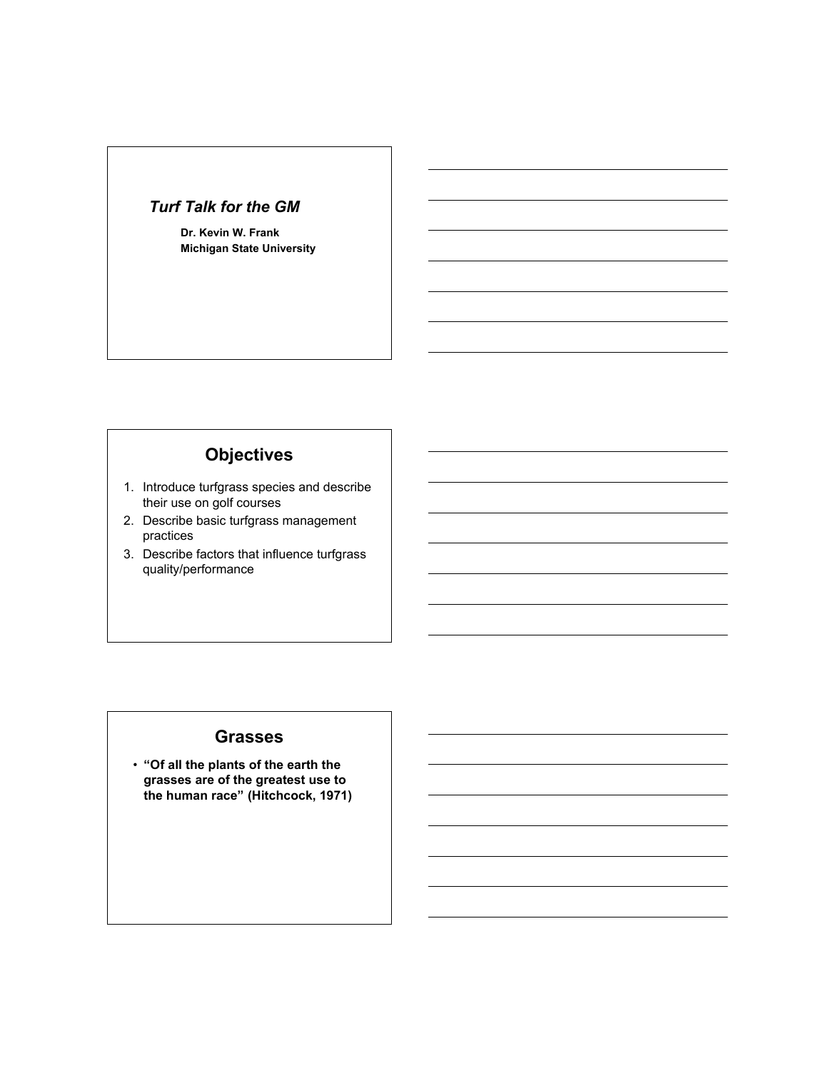*Turf Talk for the GM*

**Dr. Kevin W. Frank**
**Michigan State University**

## Objectives

1. Introduce turfgrass species and describe their use on golf courses
2. Describe basic turfgrass management practices
3. Describe factors that influence turfgrass quality/performance

## Grasses

- **"Of all the plants of the earth the grasses are of the greatest use to the human race" (Hitchcock, 1971)**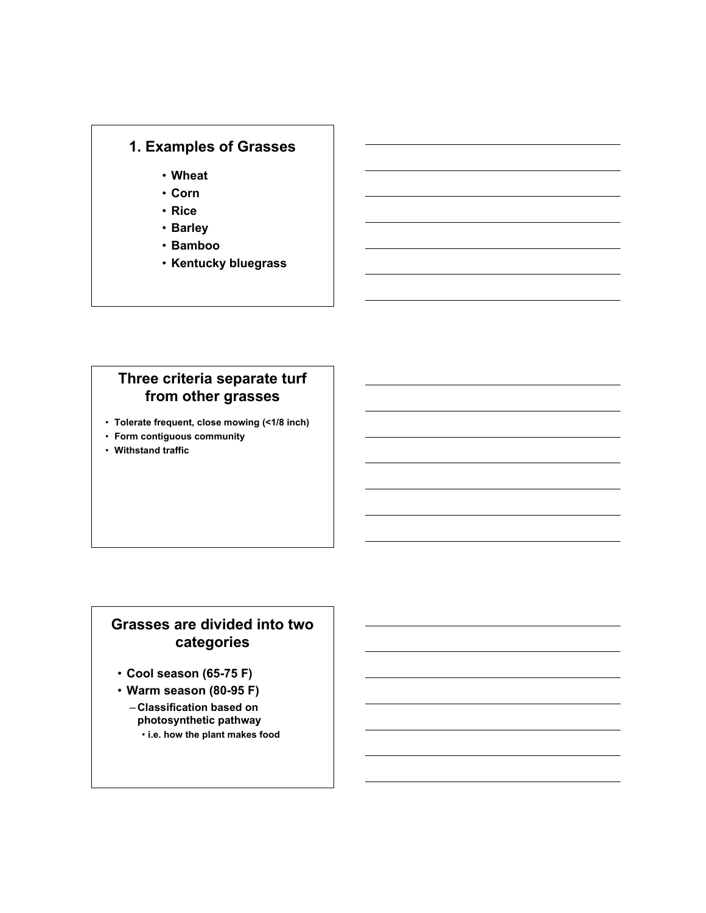## 1. Examples of Grasses

- Wheat
- Corn
- Rice
- Barley
- Bamboo
- Kentucky bluegrass

## Three criteria separate turf from other grasses

- Tolerate frequent, close mowing (<1/8 inch)
- Form contiguous community
- Withstand traffic

## Grasses are divided into two categories

- Cool season (65-75 F)
- Warm season (80-95 F)
  - Classification based on photosynthetic pathway
    - i.e. how the plant makes food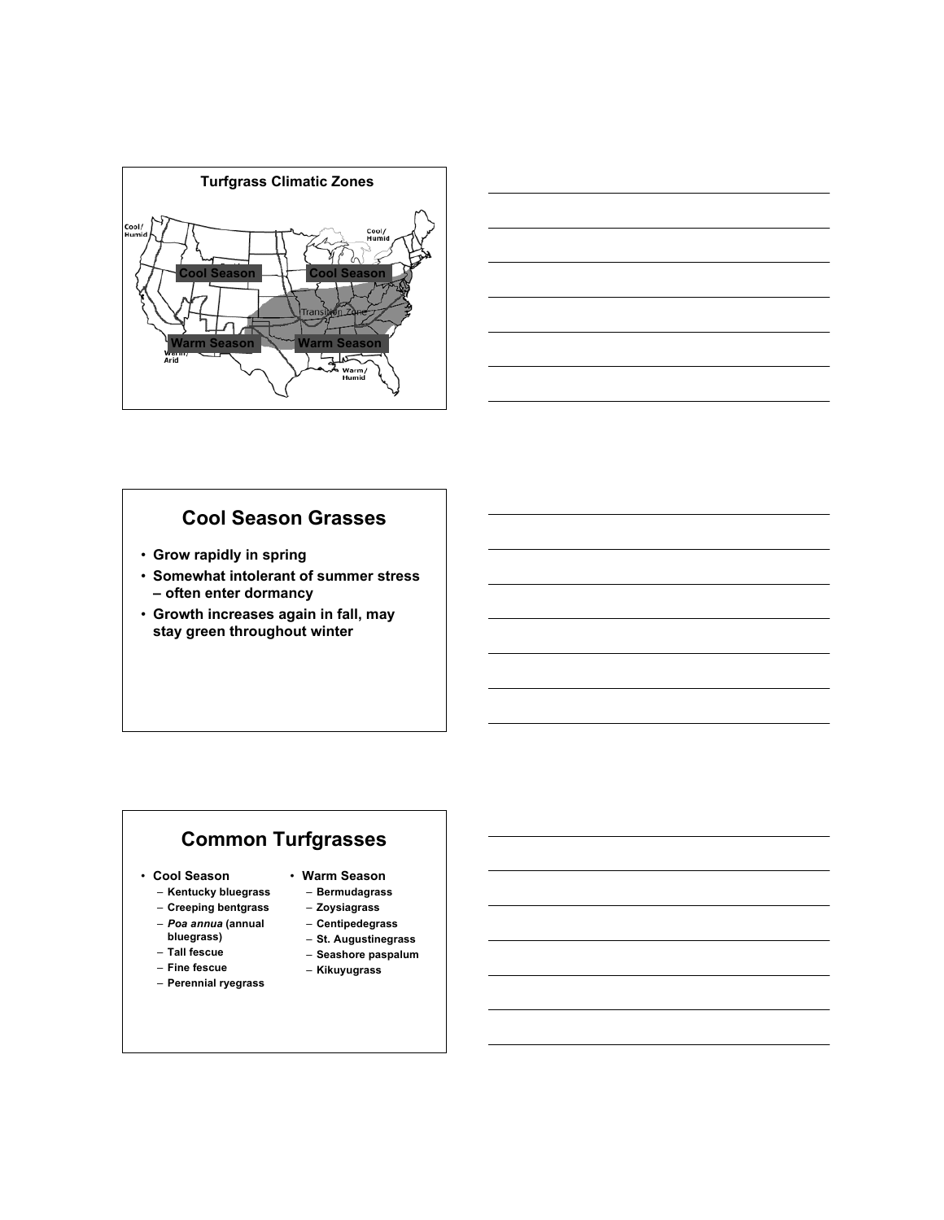## Turfgrass Climatic Zones

Cool/Humid

Cool Season

Cool Season

Cool/Humid

Transition Zone

Warm Season

Warm Season

Warm/Arid

Warm/Humid

## Cool Season Grasses

- **Grow rapidly in spring**
- **Somewhat intolerant of summer stress – often enter dormancy**
- **Growth increases again in fall, may stay green throughout winter**

## Common Turfgrasses

- **Cool Season**
  - **Kentucky bluegrass**
  - **Creeping bentgrass**
  - ***Poa annua* (annual bluegrass)**
  - **Tall fescue**
  - **Fine fescue**
  - **Perennial ryegrass**
- **Warm Season**
  - **Bermudagrass**
  - **Zoysiagrass**
  - **Centipedegrass**
  - **St. Augustinegrass**
  - **Seashore paspalum**
  - **Kikuyugrass**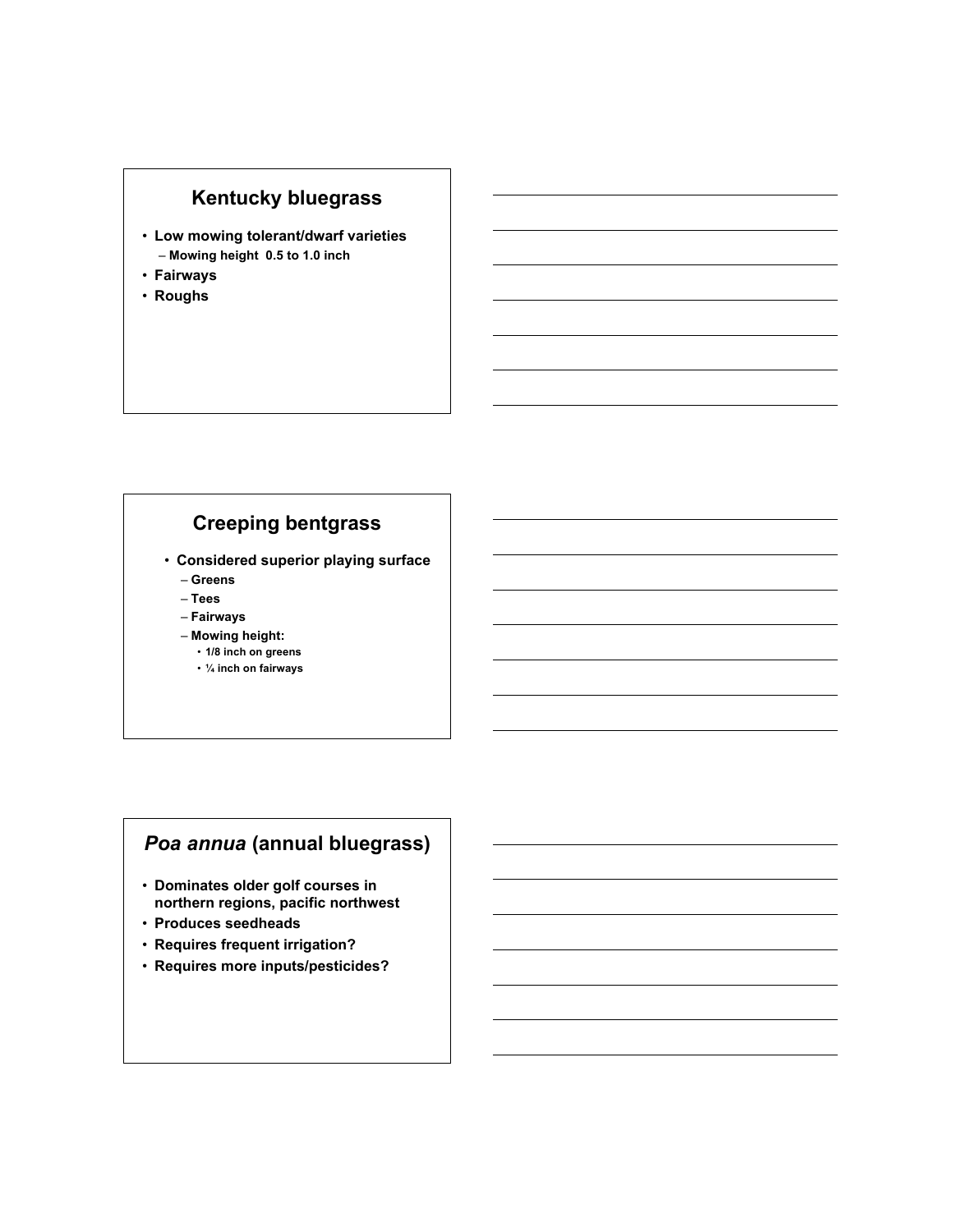## Kentucky bluegrass

- Low mowing tolerant/dwarf varieties
  - Mowing height 0.5 to 1.0 inch
- Fairways
- Roughs

## Creeping bentgrass

- Considered superior playing surface
  - Greens
  - Tees
  - Fairways
  - Mowing height:
    - 1/8 inch on greens
    - ¼ inch on fairways

## *Poa annua* (annual bluegrass)

- Dominates older golf courses in northern regions, pacific northwest
- Produces seedheads
- Requires frequent irrigation?
- Requires more inputs/pesticides?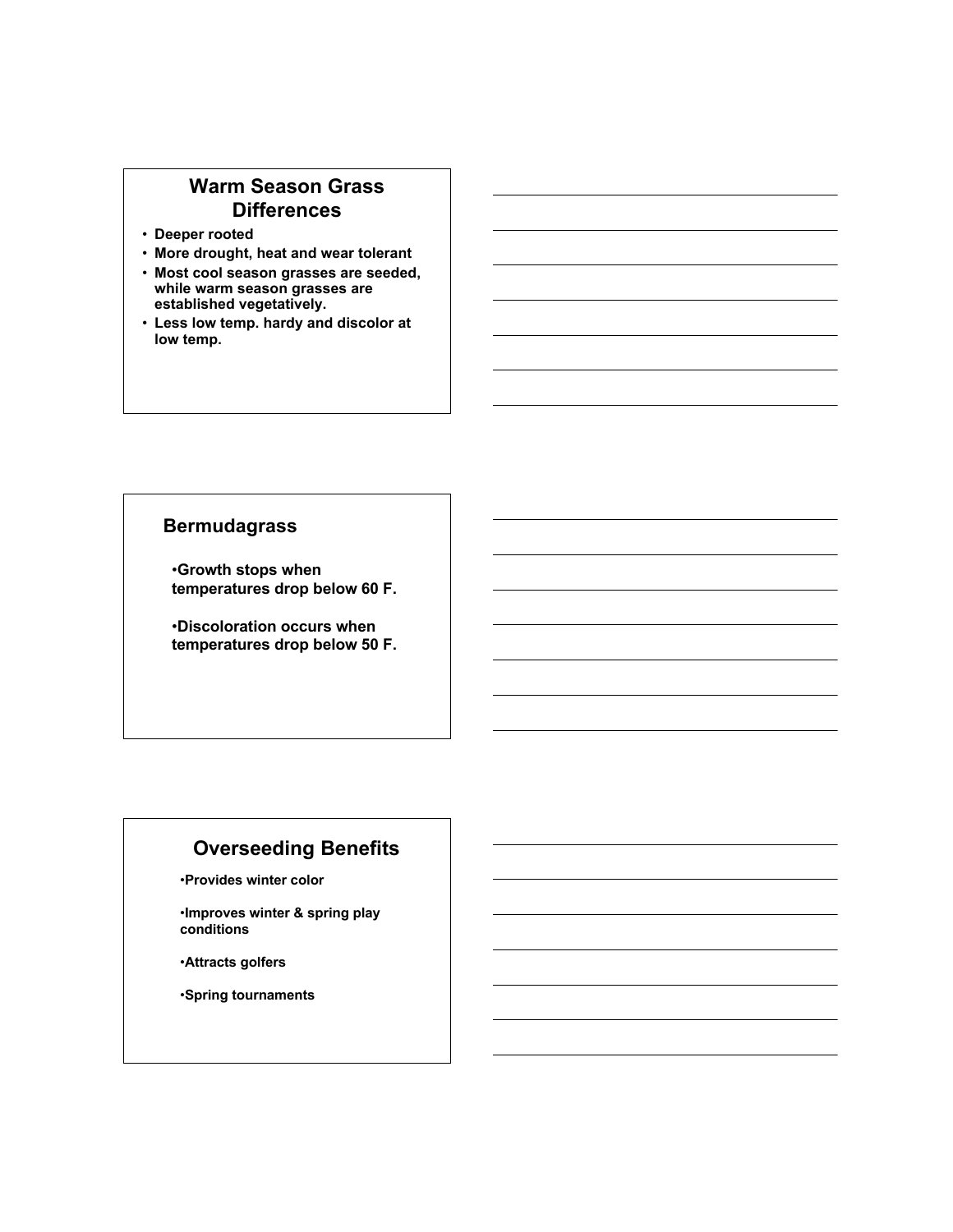## Warm Season Grass Differences

- Deeper rooted
- More drought, heat and wear tolerant
- Most cool season grasses are seeded, while warm season grasses are established vegetatively.
- Less low temp. hardy and discolor at low temp.

## Bermudagrass

- Growth stops when temperatures drop below 60 F.
- Discoloration occurs when temperatures drop below 50 F.

## Overseeding Benefits

- Provides winter color
- Improves winter & spring play conditions
- Attracts golfers
- Spring tournaments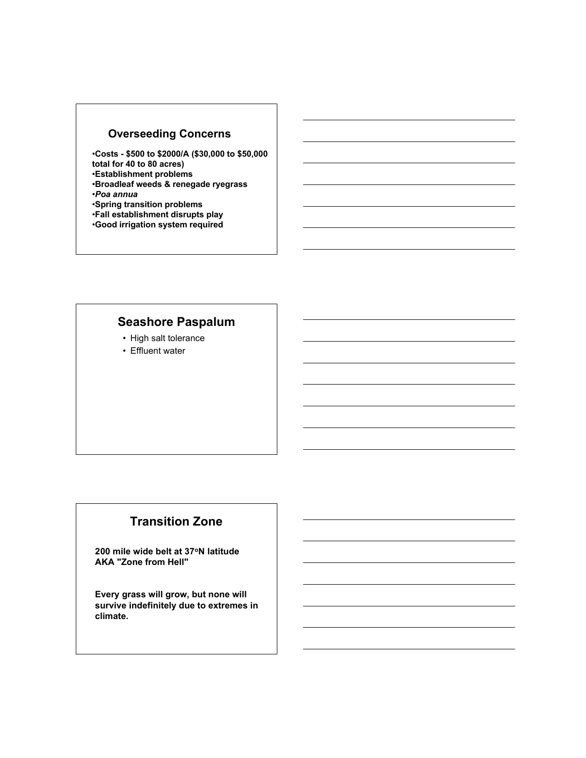## Overseeing Concerns

- **Costs - \$500 to \$2000/A (\$30,000 to \$50,000 total for 40 to 80 acres)**
- **Establishment problems**
- **Broadleaf weeds & renegade ryegrass**
- ***Poa annua***
- **Spring transition problems**
- **Fall establishment disrupts play**
- **Good irrigation system required**

## Seashore Paspalum

- High salt tolerance
- Effluent water

## Transition Zone

**200 mile wide belt at 37°N latitude**
**AKA "Zone from Hell"**

**Every grass will grow, but none will survive indefinitely due to extremes in climate.**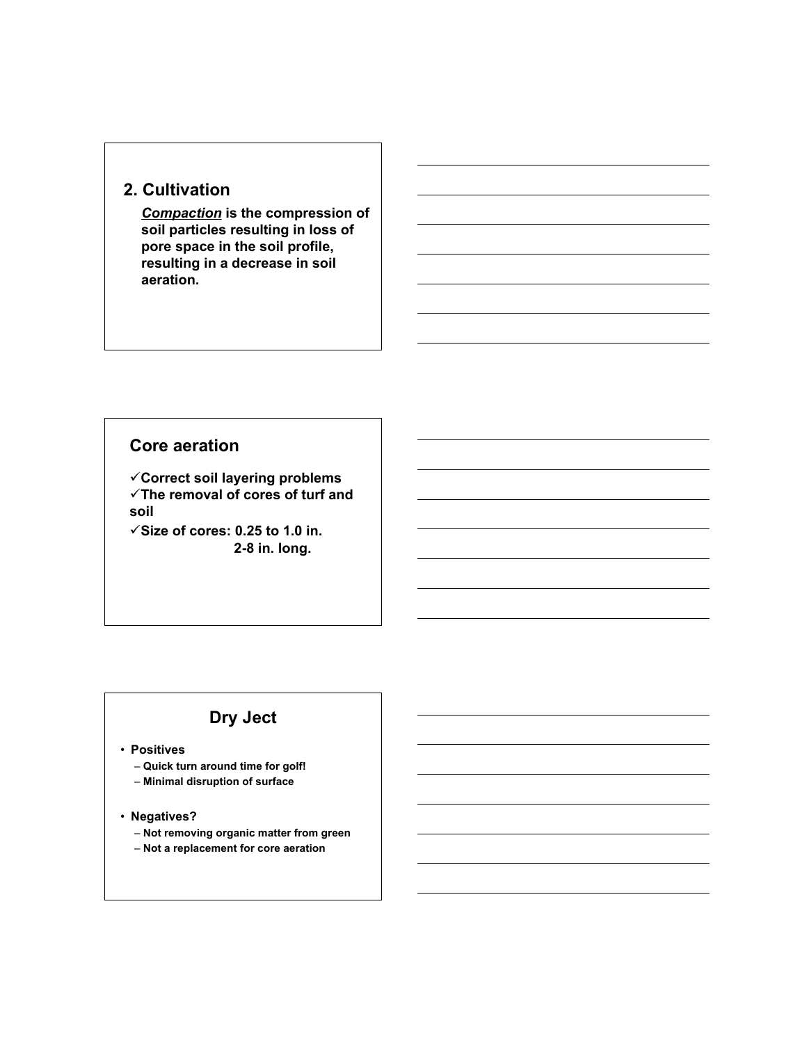## 2. Cultivation

***Compaction*** **is the compression of soil particles resulting in loss of pore space in the soil profile, resulting in a decrease in soil aeration.**

## Core aeration

- ✓**Correct soil layering problems**
- ✓**The removal of cores of turf and soil**
- ✓**Size of cores: 0.25 to 1.0 in.**
  **2-8 in. long.**

## Dry Ject

- **Positives**
  - **Quick turn around time for golf!**
  - **Minimal disruption of surface**
- **Negatives?**
  - **Not removing organic matter from green**
  - **Not a replacement for core aeration**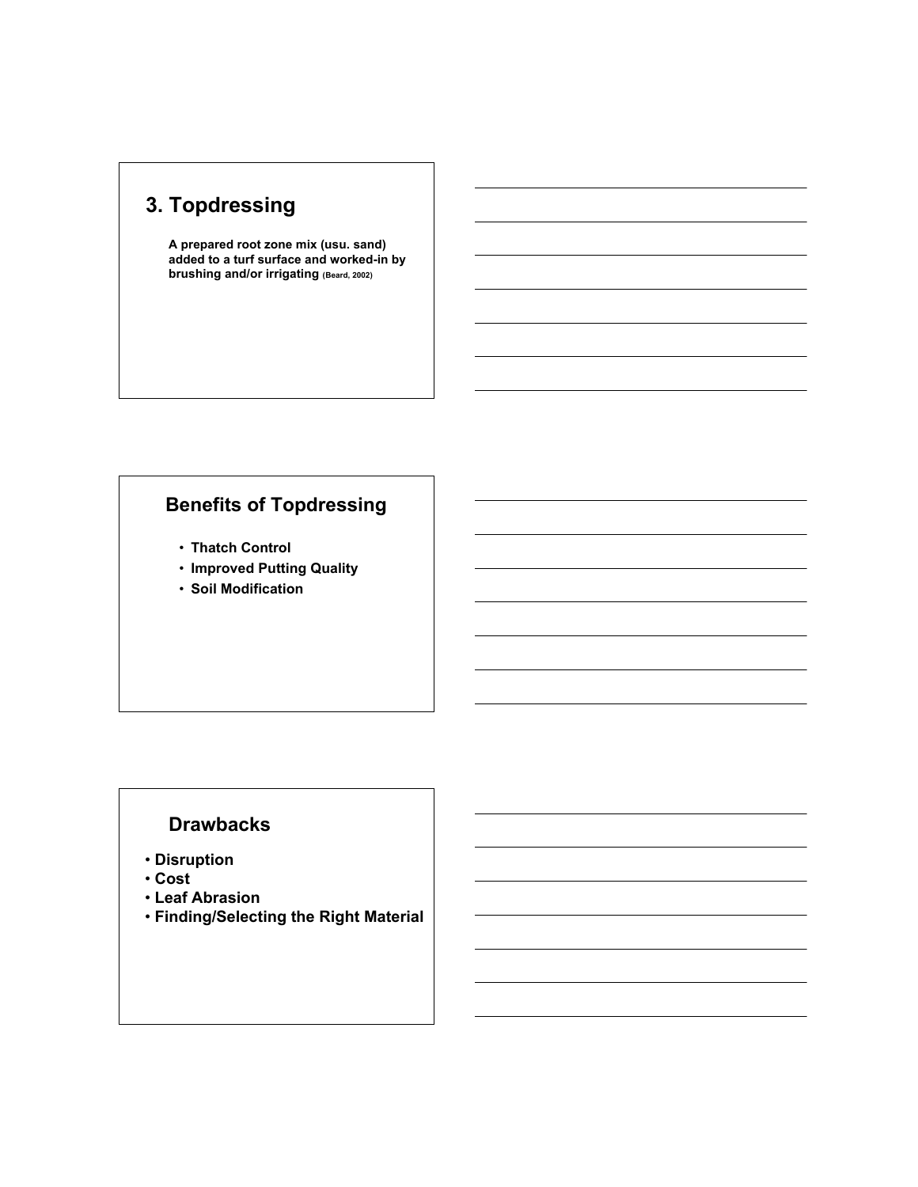## 3. Topdressing

**A prepared root zone mix (usu. sand) added to a turf surface and worked-in by brushing and/or irrigating (Beard, 2002)**

## Benefits of Topdressing

- **Thatch Control**
- **Improved Putting Quality**
- **Soil Modification**

## Drawbacks

- **Disruption**
- **Cost**
- **Leaf Abrasion**
- **Finding/Selecting the Right Material**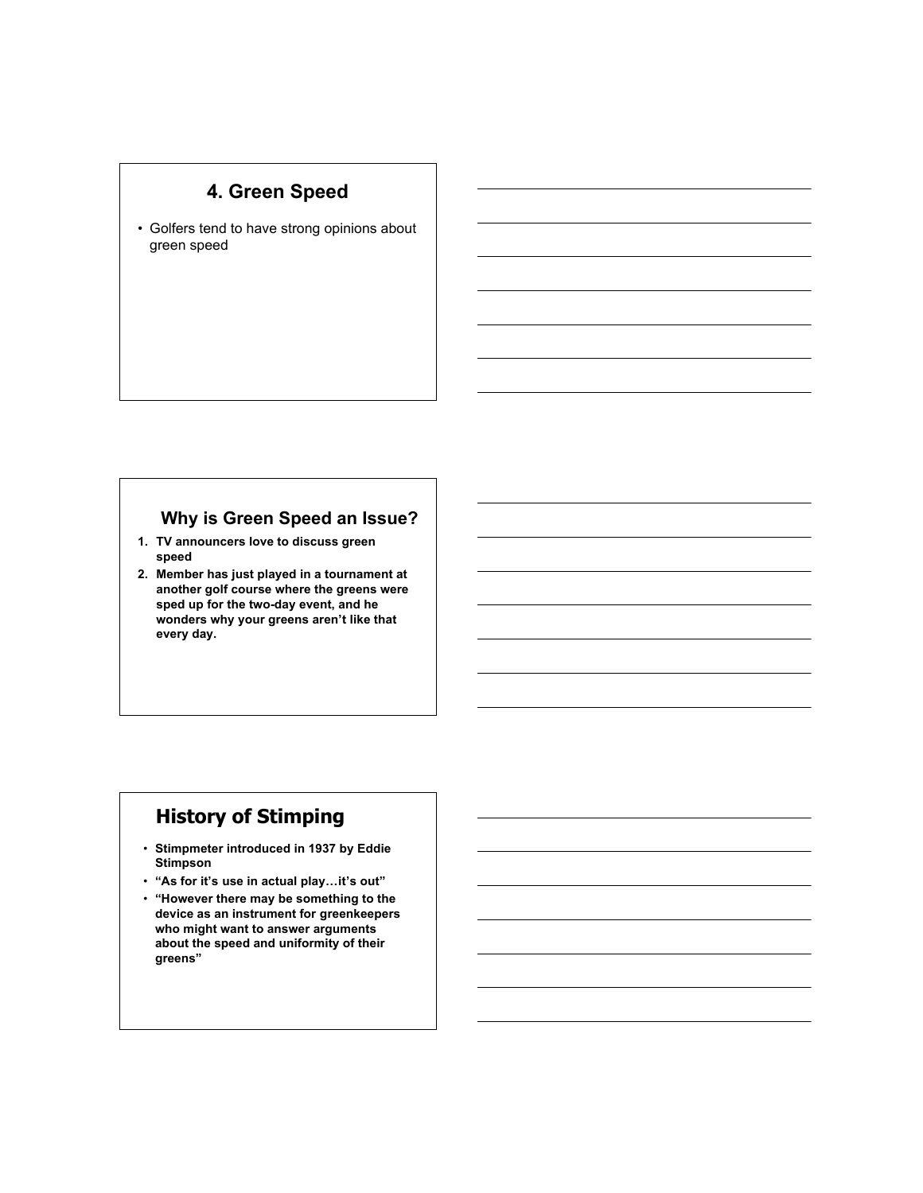## 4. Green Speed

- Golfers tend to have strong opinions about green speed

## Why is Green Speed an Issue?

1. **TV announcers love to discuss green speed**
2. **Member has just played in a tournament at another golf course where the greens were sped up for the two-day event, and he wonders why your greens aren't like that every day.**

## History of Stimping

- **Stimpmeter introduced in 1937 by Eddie Stimpson**
- **"As for it's use in actual play…it's out"**
- **"However there may be something to the device as an instrument for greenkeepers who might want to answer arguments about the speed and uniformity of their greens"**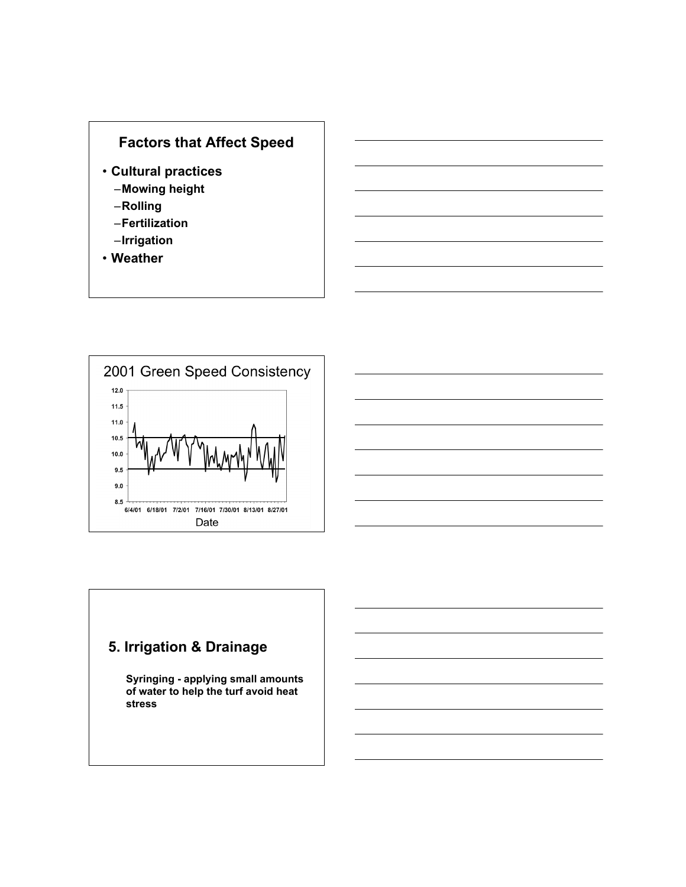## Factors that Affect Speed

- Cultural practices
  - Mowing height
  - Rolling
  - Fertilization
  - Irrigation
- Weather

## 2001 Green Speed Consistency

Date

## 5. Irrigation & Drainage

**Syringing - applying small amounts of water to help the turf avoid heat stress**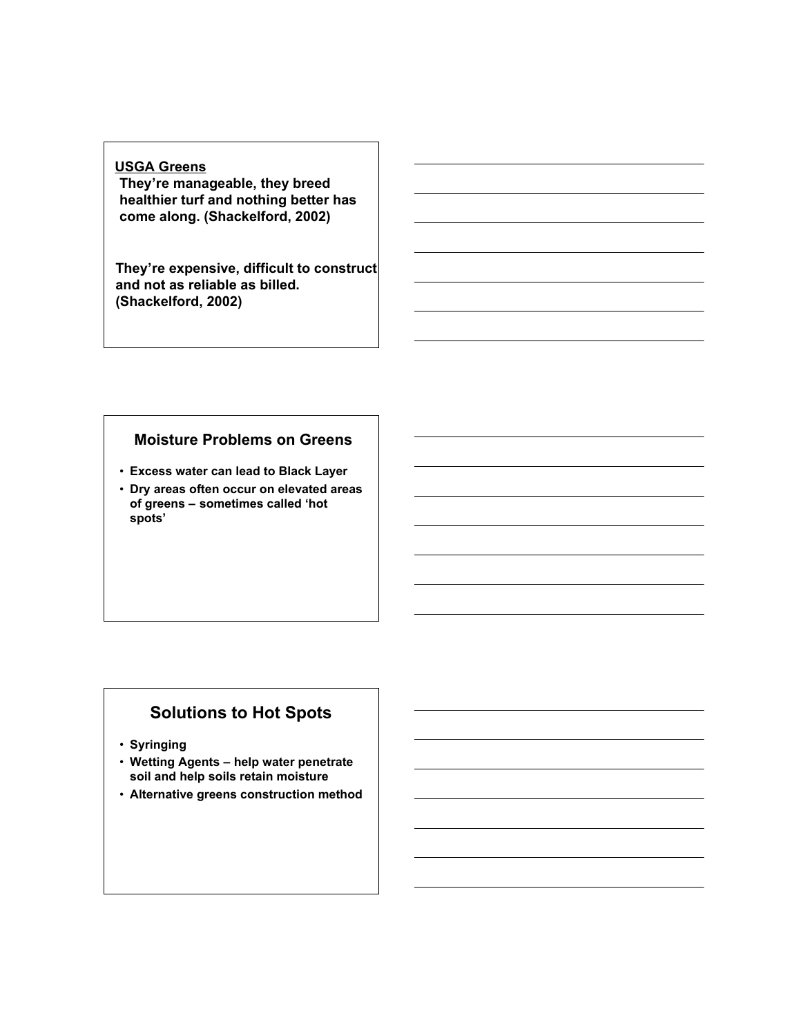## USGA Greens

**They're manageable, they breed healthier turf and nothing better has come along. (Shackelford, 2002)**

**They're expensive, difficult to construct and not as reliable as billed. (Shackelford, 2002)**

## Moisture Problems on Greens

- **Excess water can lead to Black Layer**
- **Dry areas often occur on elevated areas of greens – sometimes called 'hot spots'**

## Solutions to Hot Spots

- **Syringing**
- **Wetting Agents – help water penetrate soil and help soils retain moisture**
- **Alternative greens construction method**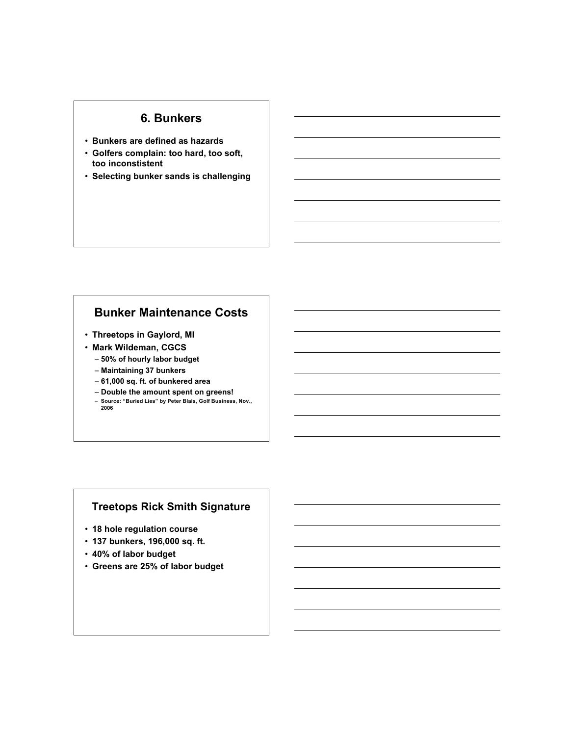## 6. Bunkers

- Bunkers are defined as <u>hazards</u>
- Golfers complain: too hard, too soft, too inconstistent
- Selecting bunker sands is challenging

## Bunker Maintenance Costs

- Threetops in Gaylord, MI
- Mark Wildeman, CGCS
  - 50% of hourly labor budget
  - Maintaining 37 bunkers
  - 61,000 sq. ft. of bunkered area
  - Double the amount spent on greens!
  - Source: "Buried Lies" by Peter Blais, Golf Business, Nov., 2006

## Treetops Rick Smith Signature

- 18 hole regulation course
- 137 bunkers, 196,000 sq. ft.
- 40% of labor budget
- Greens are 25% of labor budget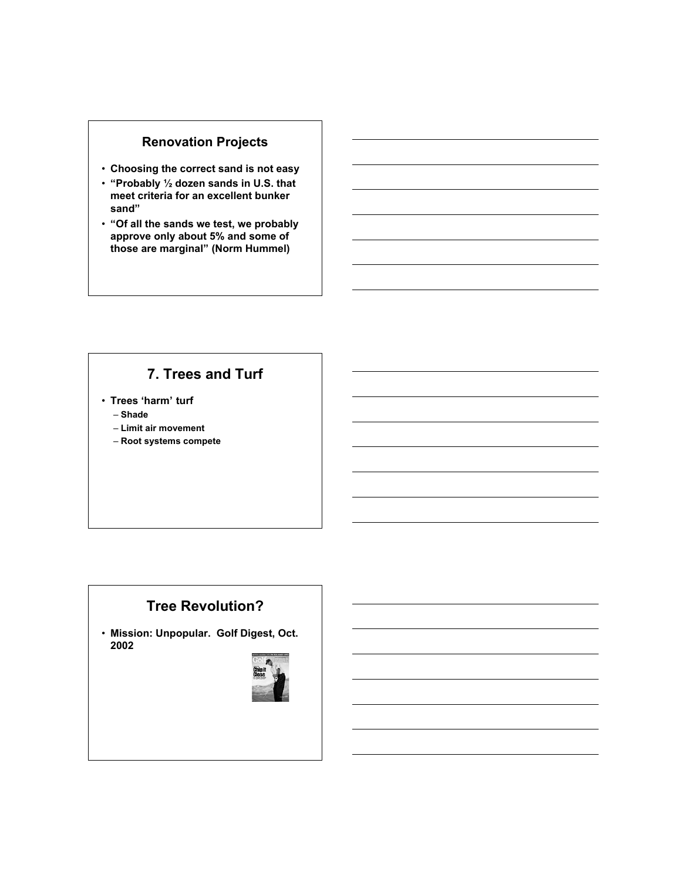## Renovation Projects

- Choosing the correct sand is not easy
- "Probably ½ dozen sands in U.S. that meet criteria for an excellent bunker sand"
- "Of all the sands we test, we probably approve only about 5% and some of those are marginal" (Norm Hummel)

## 7. Trees and Turf

- Trees 'harm' turf
  - Shade
  - Limit air movement
  - Root systems compete

## Tree Revolution?

- Mission: Unpopular. Golf Digest, Oct. 2002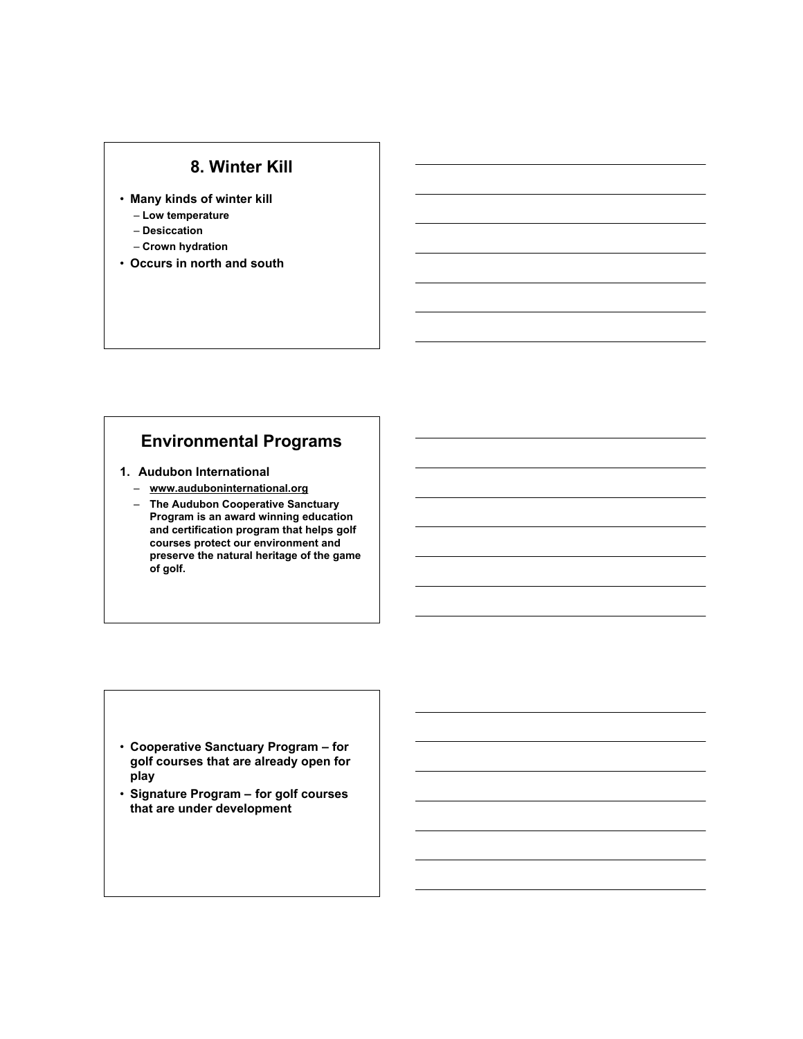## 8. Winter Kill

- Many kinds of winter kill
  - Low temperature
  - Desiccation
  - Crown hydration
- Occurs in north and south

## Environmental Programs

1. Audubon International
   - www.auduboninternational.org
   - The Audubon Cooperative Sanctuary Program is an award winning education and certification program that helps golf courses protect our environment and preserve the natural heritage of the game of golf.

---

- Cooperative Sanctuary Program – for golf courses that are already open for play
- Signature Program – for golf courses that are under development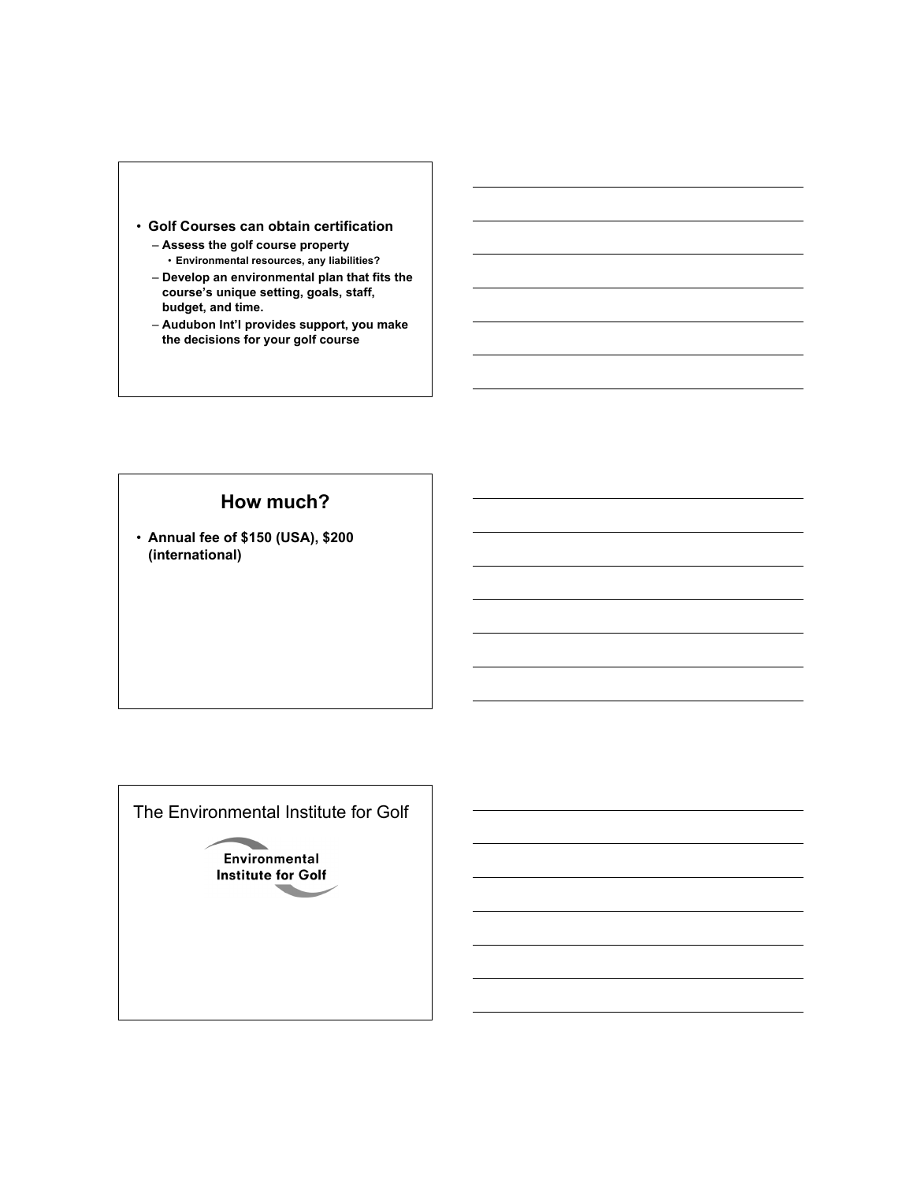- **Golf Courses can obtain certification**
  - **Assess the golf course property**
    - **Environmental resources, any liabilities?**
  - **Develop an environmental plan that fits the course's unique setting, goals, staff, budget, and time.**
  - **Audubon Int'l provides support, you make the decisions for your golf course**

## How much?

- **Annual fee of $150 (USA), $200 (international)**

## The Environmental Institute for Golf

Environmental Institute for Golf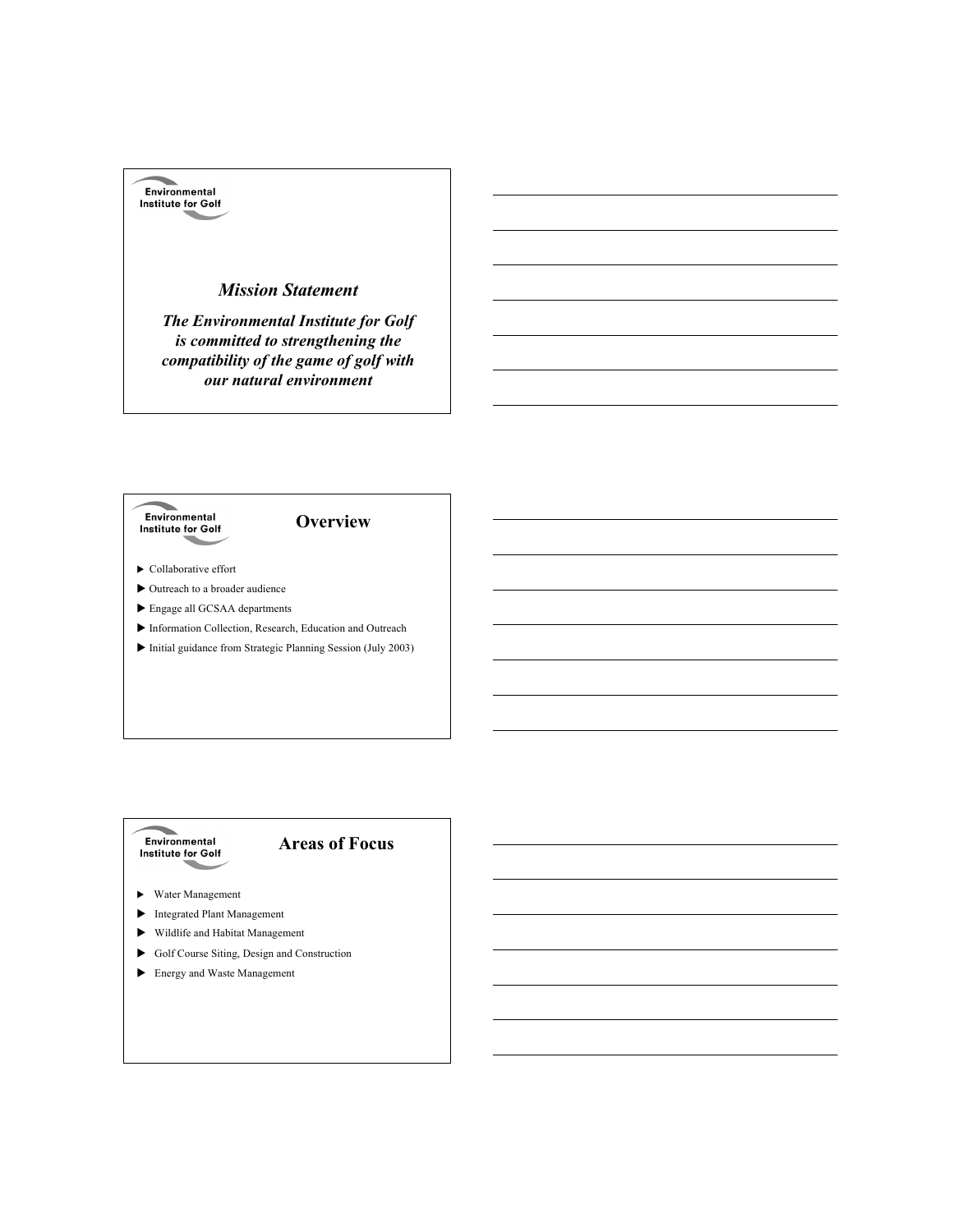Environmental Institute for Golf

## *Mission Statement*

***The Environmental Institute for Golf is committed to strengthening the compatibility of the game of golf with our natural environment***

Environmental Institute for Golf

## Overview

- Collaborative effort
- Outreach to a broader audience
- Engage all GCSAA departments
- Information Collection, Research, Education and Outreach
- Initial guidance from Strategic Planning Session (July 2003)

Environmental Institute for Golf

## Areas of Focus

- Water Management
- Integrated Plant Management
- Wildlife and Habitat Management
- Golf Course Siting, Design and Construction
- Energy and Waste Management